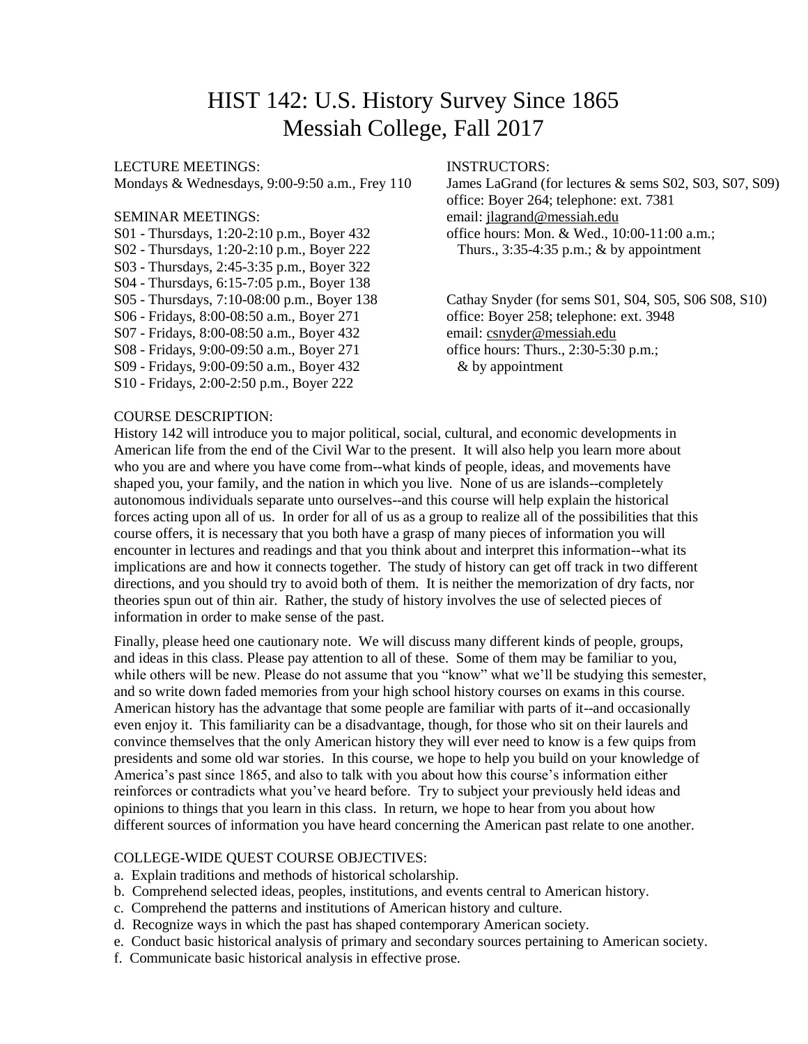# HIST 142: U.S. History Survey Since 1865
# Messiah College, Fall 2017

LECTURE MEETINGS:
Mondays & Wednesdays, 9:00-9:50 a.m., Frey 110

SEMINAR MEETINGS:
S01 - Thursdays, 1:20-2:10 p.m., Boyer 432
S02 - Thursdays, 1:20-2:10 p.m., Boyer 222
S03 - Thursdays, 2:45-3:35 p.m., Boyer 322
S04 - Thursdays, 6:15-7:05 p.m., Boyer 138
S05 - Thursdays, 7:10-08:00 p.m., Boyer 138
S06 - Fridays, 8:00-08:50 a.m., Boyer 271
S07 - Fridays, 8:00-08:50 a.m., Boyer 432
S08 - Fridays, 9:00-09:50 a.m., Boyer 271
S09 - Fridays, 9:00-09:50 a.m., Boyer 432
S10 - Fridays, 2:00-2:50 p.m., Boyer 222

INSTRUCTORS:
James LaGrand (for lectures & sems S02, S03, S07, S09)
office: Boyer 264; telephone: ext. 7381
email: jlagrand@messiah.edu
office hours: Mon. & Wed., 10:00-11:00 a.m.;
Thurs., 3:35-4:35 p.m.; & by appointment

Cathay Snyder (for sems S01, S04, S05, S06 S08, S10)
office: Boyer 258; telephone: ext. 3948
email: csnyder@messiah.edu
office hours: Thurs., 2:30-5:30 p.m.;
& by appointment

COURSE DESCRIPTION:
History 142 will introduce you to major political, social, cultural, and economic developments in American life from the end of the Civil War to the present. It will also help you learn more about who you are and where you have come from--what kinds of people, ideas, and movements have shaped you, your family, and the nation in which you live. None of us are islands--completely autonomous individuals separate unto ourselves--and this course will help explain the historical forces acting upon all of us. In order for all of us as a group to realize all of the possibilities that this course offers, it is necessary that you both have a grasp of many pieces of information you will encounter in lectures and readings and that you think about and interpret this information--what its implications are and how it connects together. The study of history can get off track in two different directions, and you should try to avoid both of them. It is neither the memorization of dry facts, nor theories spun out of thin air. Rather, the study of history involves the use of selected pieces of information in order to make sense of the past.

Finally, please heed one cautionary note. We will discuss many different kinds of people, groups, and ideas in this class. Please pay attention to all of these. Some of them may be familiar to you, while others will be new. Please do not assume that you "know" what we'll be studying this semester, and so write down faded memories from your high school history courses on exams in this course. American history has the advantage that some people are familiar with parts of it--and occasionally even enjoy it. This familiarity can be a disadvantage, though, for those who sit on their laurels and convince themselves that the only American history they will ever need to know is a few quips from presidents and some old war stories. In this course, we hope to help you build on your knowledge of America's past since 1865, and also to talk with you about how this course's information either reinforces or contradicts what you've heard before. Try to subject your previously held ideas and opinions to things that you learn in this class. In return, we hope to hear from you about how different sources of information you have heard concerning the American past relate to one another.

COLLEGE-WIDE QUEST COURSE OBJECTIVES:
a. Explain traditions and methods of historical scholarship.
b. Comprehend selected ideas, peoples, institutions, and events central to American history.
c. Comprehend the patterns and institutions of American history and culture.
d. Recognize ways in which the past has shaped contemporary American society.
e. Conduct basic historical analysis of primary and secondary sources pertaining to American society.
f. Communicate basic historical analysis in effective prose.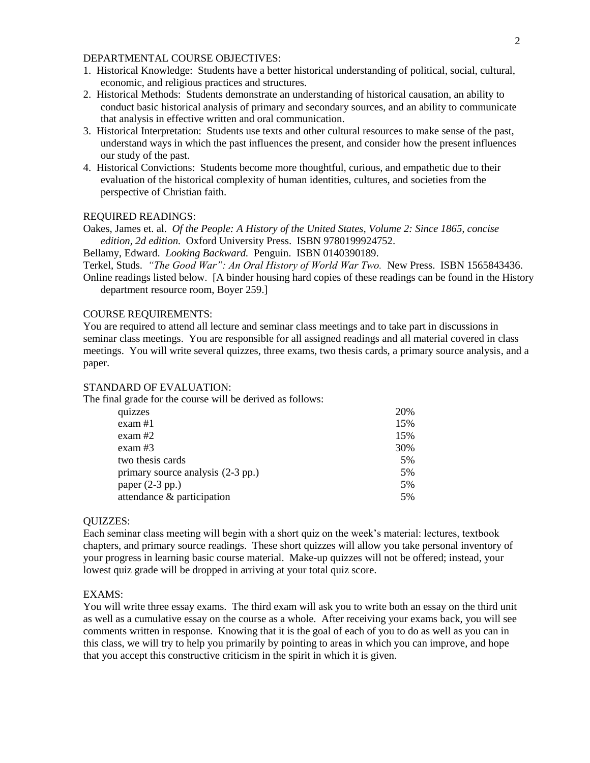DEPARTMENTAL COURSE OBJECTIVES:

1. Historical Knowledge: Students have a better historical understanding of political, social, cultural, economic, and religious practices and structures.
2. Historical Methods: Students demonstrate an understanding of historical causation, an ability to conduct basic historical analysis of primary and secondary sources, and an ability to communicate that analysis in effective written and oral communication.
3. Historical Interpretation: Students use texts and other cultural resources to make sense of the past, understand ways in which the past influences the present, and consider how the present influences our study of the past.
4. Historical Convictions: Students become more thoughtful, curious, and empathetic due to their evaluation of the historical complexity of human identities, cultures, and societies from the perspective of Christian faith.

REQUIRED READINGS:

Oakes, James et. al. *Of the People: A History of the United States, Volume 2: Since 1865, concise edition, 2d edition.* Oxford University Press. ISBN 9780199924752.

Bellamy, Edward. *Looking Backward.* Penguin. ISBN 0140390189.

Terkel, Studs. *"The Good War": An Oral History of World War Two.* New Press. ISBN 1565843436.

Online readings listed below. [A binder housing hard copies of these readings can be found in the History department resource room, Boyer 259.]

COURSE REQUIREMENTS:

You are required to attend all lecture and seminar class meetings and to take part in discussions in seminar class meetings. You are responsible for all assigned readings and all material covered in class meetings. You will write several quizzes, three exams, two thesis cards, a primary source analysis, and a paper.

STANDARD OF EVALUATION:

The final grade for the course will be derived as follows:

| | |
|---|---|
| quizzes | 20% |
| exam #1 | 15% |
| exam #2 | 15% |
| exam #3 | 30% |
| two thesis cards | 5% |
| primary source analysis (2-3 pp.) | 5% |
| paper (2-3 pp.) | 5% |
| attendance & participation | 5% |

QUIZZES:

Each seminar class meeting will begin with a short quiz on the week's material: lectures, textbook chapters, and primary source readings. These short quizzes will allow you take personal inventory of your progress in learning basic course material. Make-up quizzes will not be offered; instead, your lowest quiz grade will be dropped in arriving at your total quiz score.

EXAMS:

You will write three essay exams. The third exam will ask you to write both an essay on the third unit as well as a cumulative essay on the course as a whole. After receiving your exams back, you will see comments written in response. Knowing that it is the goal of each of you to do as well as you can in this class, we will try to help you primarily by pointing to areas in which you can improve, and hope that you accept this constructive criticism in the spirit in which it is given.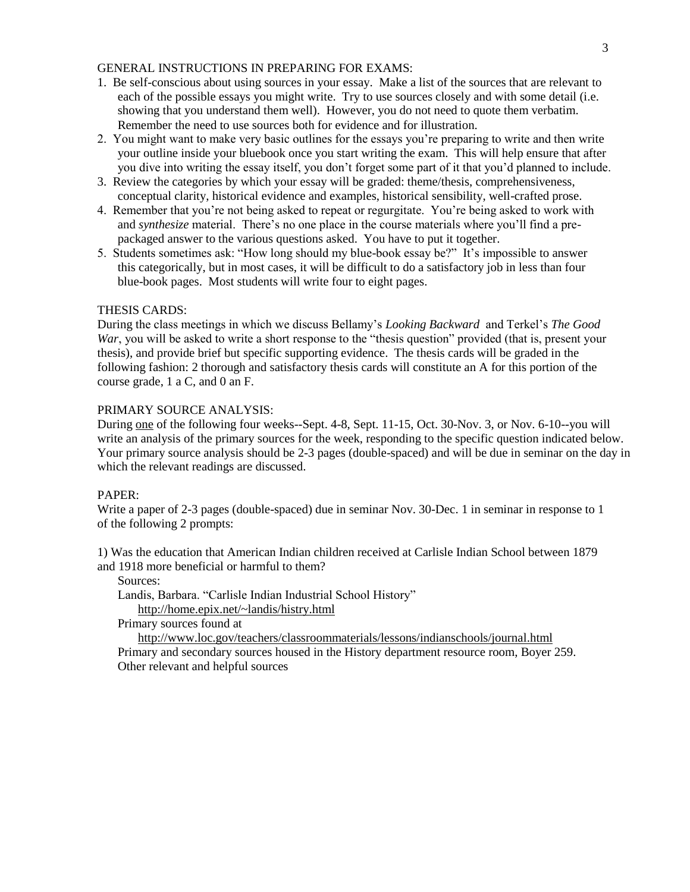GENERAL INSTRUCTIONS IN PREPARING FOR EXAMS:

1. Be self-conscious about using sources in your essay. Make a list of the sources that are relevant to each of the possible essays you might write. Try to use sources closely and with some detail (i.e. showing that you understand them well). However, you do not need to quote them verbatim. Remember the need to use sources both for evidence and for illustration.
2. You might want to make very basic outlines for the essays you're preparing to write and then write your outline inside your bluebook once you start writing the exam. This will help ensure that after you dive into writing the essay itself, you don't forget some part of it that you'd planned to include.
3. Review the categories by which your essay will be graded: theme/thesis, comprehensiveness, conceptual clarity, historical evidence and examples, historical sensibility, well-crafted prose.
4. Remember that you're not being asked to repeat or regurgitate. You're being asked to work with and *synthesize* material. There's no one place in the course materials where you'll find a pre-packaged answer to the various questions asked. You have to put it together.
5. Students sometimes ask: "How long should my blue-book essay be?" It's impossible to answer this categorically, but in most cases, it will be difficult to do a satisfactory job in less than four blue-book pages. Most students will write four to eight pages.

THESIS CARDS:

During the class meetings in which we discuss Bellamy's *Looking Backward* and Terkel's *The Good War*, you will be asked to write a short response to the "thesis question" provided (that is, present your thesis), and provide brief but specific supporting evidence. The thesis cards will be graded in the following fashion: 2 thorough and satisfactory thesis cards will constitute an A for this portion of the course grade, 1 a C, and 0 an F.

PRIMARY SOURCE ANALYSIS:

During one of the following four weeks--Sept. 4-8, Sept. 11-15, Oct. 30-Nov. 3, or Nov. 6-10--you will write an analysis of the primary sources for the week, responding to the specific question indicated below. Your primary source analysis should be 2-3 pages (double-spaced) and will be due in seminar on the day in which the relevant readings are discussed.

PAPER:

Write a paper of 2-3 pages (double-spaced) due in seminar Nov. 30-Dec. 1 in seminar in response to 1 of the following 2 prompts:

1) Was the education that American Indian children received at Carlisle Indian School between 1879 and 1918 more beneficial or harmful to them?

Sources:

Landis, Barbara. "Carlisle Indian Industrial School History"
http://home.epix.net/~landis/histry.html

Primary sources found at
http://www.loc.gov/teachers/classroommaterials/lessons/indianschools/journal.html

Primary and secondary sources housed in the History department resource room, Boyer 259.

Other relevant and helpful sources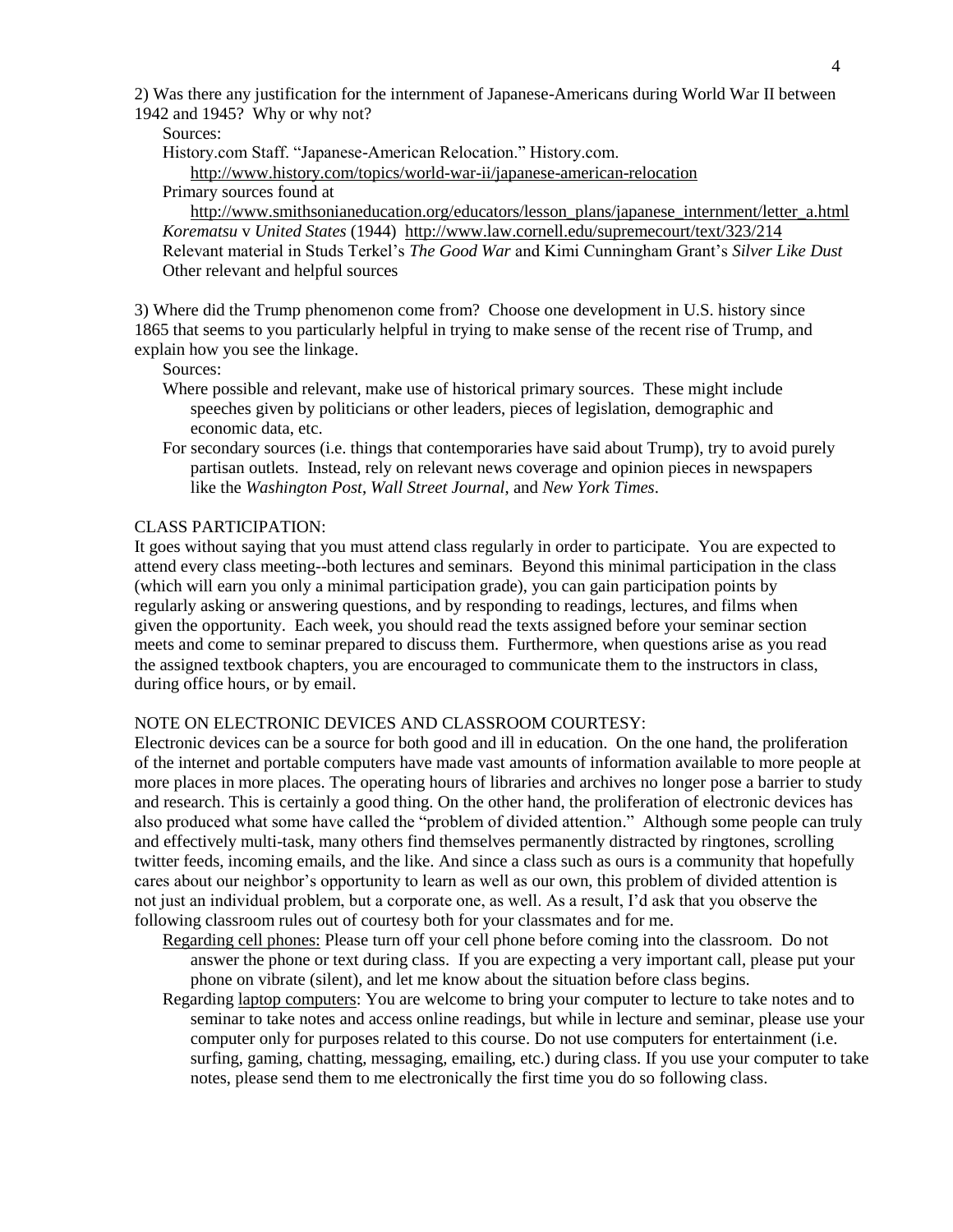2) Was there any justification for the internment of Japanese-Americans during World War II between 1942 and 1945? Why or why not?

Sources:

History.com Staff. "Japanese-American Relocation." History.com.
http://www.history.com/topics/world-war-ii/japanese-american-relocation

Primary sources found at
http://www.smithsonianeducation.org/educators/lesson_plans/japanese_internment/letter_a.html

*Korematsu* v *United States* (1944) http://www.law.cornell.edu/supremecourt/text/323/214

Relevant material in Studs Terkel's *The Good War* and Kimi Cunningham Grant's *Silver Like Dust*

Other relevant and helpful sources

3) Where did the Trump phenomenon come from? Choose one development in U.S. history since 1865 that seems to you particularly helpful in trying to make sense of the recent rise of Trump, and explain how you see the linkage.

Sources:

Where possible and relevant, make use of historical primary sources. These might include speeches given by politicians or other leaders, pieces of legislation, demographic and economic data, etc.

For secondary sources (i.e. things that contemporaries have said about Trump), try to avoid purely partisan outlets. Instead, rely on relevant news coverage and opinion pieces in newspapers like the *Washington Post*, *Wall Street Journal*, and *New York Times*.

## CLASS PARTICIPATION:

It goes without saying that you must attend class regularly in order to participate. You are expected to attend every class meeting--both lectures and seminars. Beyond this minimal participation in the class (which will earn you only a minimal participation grade), you can gain participation points by regularly asking or answering questions, and by responding to readings, lectures, and films when given the opportunity. Each week, you should read the texts assigned before your seminar section meets and come to seminar prepared to discuss them. Furthermore, when questions arise as you read the assigned textbook chapters, you are encouraged to communicate them to the instructors in class, during office hours, or by email.

## NOTE ON ELECTRONIC DEVICES AND CLASSROOM COURTESY:

Electronic devices can be a source for both good and ill in education. On the one hand, the proliferation of the internet and portable computers have made vast amounts of information available to more people at more places in more places. The operating hours of libraries and archives no longer pose a barrier to study and research. This is certainly a good thing. On the other hand, the proliferation of electronic devices has also produced what some have called the "problem of divided attention." Although some people can truly and effectively multi-task, many others find themselves permanently distracted by ringtones, scrolling twitter feeds, incoming emails, and the like. And since a class such as ours is a community that hopefully cares about our neighbor's opportunity to learn as well as our own, this problem of divided attention is not just an individual problem, but a corporate one, as well. As a result, I'd ask that you observe the following classroom rules out of courtesy both for your classmates and for me.

Regarding cell phones: Please turn off your cell phone before coming into the classroom. Do not answer the phone or text during class. If you are expecting a very important call, please put your phone on vibrate (silent), and let me know about the situation before class begins.

Regarding laptop computers: You are welcome to bring your computer to lecture to take notes and to seminar to take notes and access online readings, but while in lecture and seminar, please use your computer only for purposes related to this course. Do not use computers for entertainment (i.e. surfing, gaming, chatting, messaging, emailing, etc.) during class. If you use your computer to take notes, please send them to me electronically the first time you do so following class.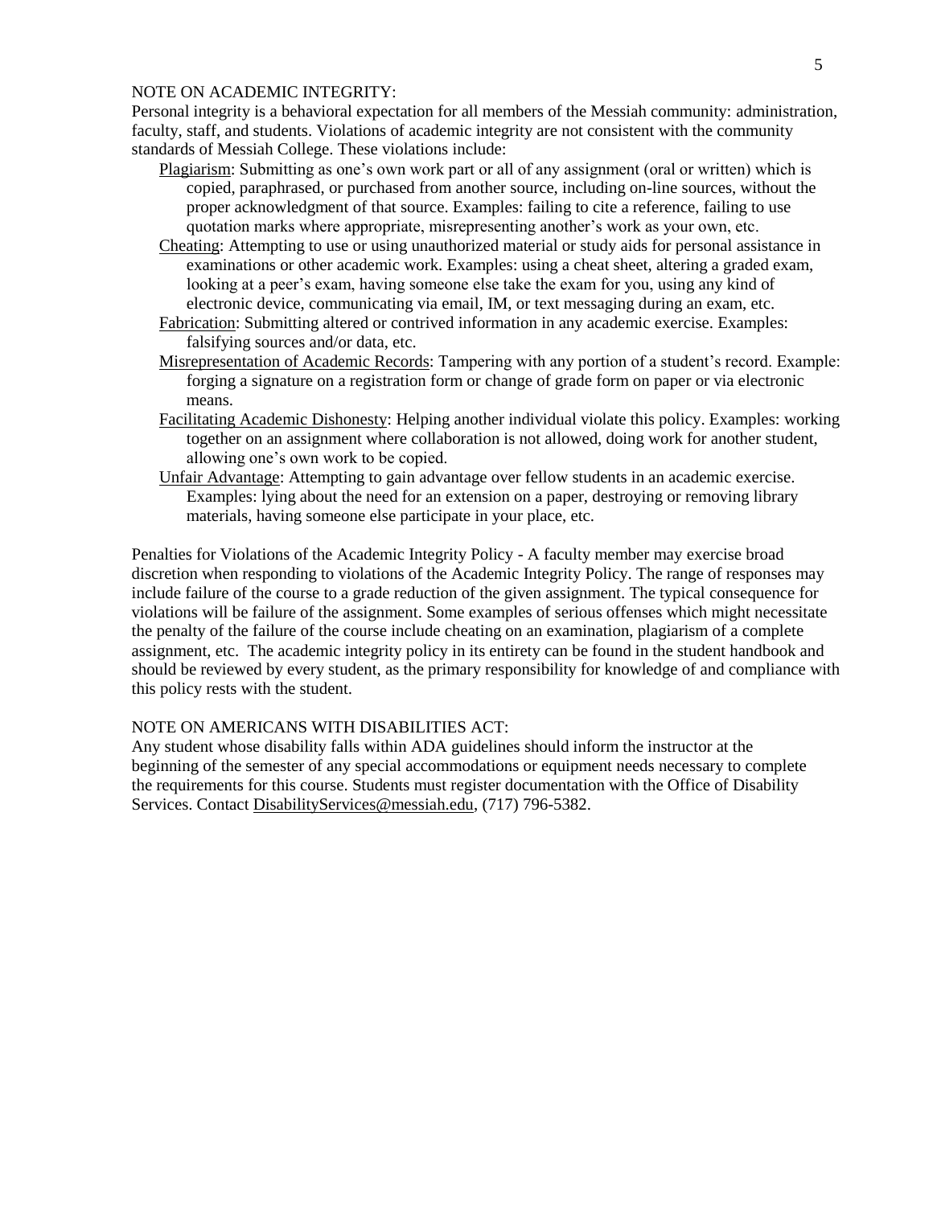NOTE ON ACADEMIC INTEGRITY:

Personal integrity is a behavioral expectation for all members of the Messiah community: administration, faculty, staff, and students. Violations of academic integrity are not consistent with the community standards of Messiah College. These violations include:

- Plagiarism: Submitting as one's own work part or all of any assignment (oral or written) which is copied, paraphrased, or purchased from another source, including on-line sources, without the proper acknowledgment of that source. Examples: failing to cite a reference, failing to use quotation marks where appropriate, misrepresenting another's work as your own, etc.
- Cheating: Attempting to use or using unauthorized material or study aids for personal assistance in examinations or other academic work. Examples: using a cheat sheet, altering a graded exam, looking at a peer's exam, having someone else take the exam for you, using any kind of electronic device, communicating via email, IM, or text messaging during an exam, etc.
- Fabrication: Submitting altered or contrived information in any academic exercise. Examples: falsifying sources and/or data, etc.
- Misrepresentation of Academic Records: Tampering with any portion of a student's record. Example: forging a signature on a registration form or change of grade form on paper or via electronic means.
- Facilitating Academic Dishonesty: Helping another individual violate this policy. Examples: working together on an assignment where collaboration is not allowed, doing work for another student, allowing one's own work to be copied.
- Unfair Advantage: Attempting to gain advantage over fellow students in an academic exercise. Examples: lying about the need for an extension on a paper, destroying or removing library materials, having someone else participate in your place, etc.

Penalties for Violations of the Academic Integrity Policy - A faculty member may exercise broad discretion when responding to violations of the Academic Integrity Policy. The range of responses may include failure of the course to a grade reduction of the given assignment. The typical consequence for violations will be failure of the assignment. Some examples of serious offenses which might necessitate the penalty of the failure of the course include cheating on an examination, plagiarism of a complete assignment, etc. The academic integrity policy in its entirety can be found in the student handbook and should be reviewed by every student, as the primary responsibility for knowledge of and compliance with this policy rests with the student.

NOTE ON AMERICANS WITH DISABILITIES ACT:

Any student whose disability falls within ADA guidelines should inform the instructor at the beginning of the semester of any special accommodations or equipment needs necessary to complete the requirements for this course. Students must register documentation with the Office of Disability Services. Contact DisabilityServices@messiah.edu, (717) 796-5382.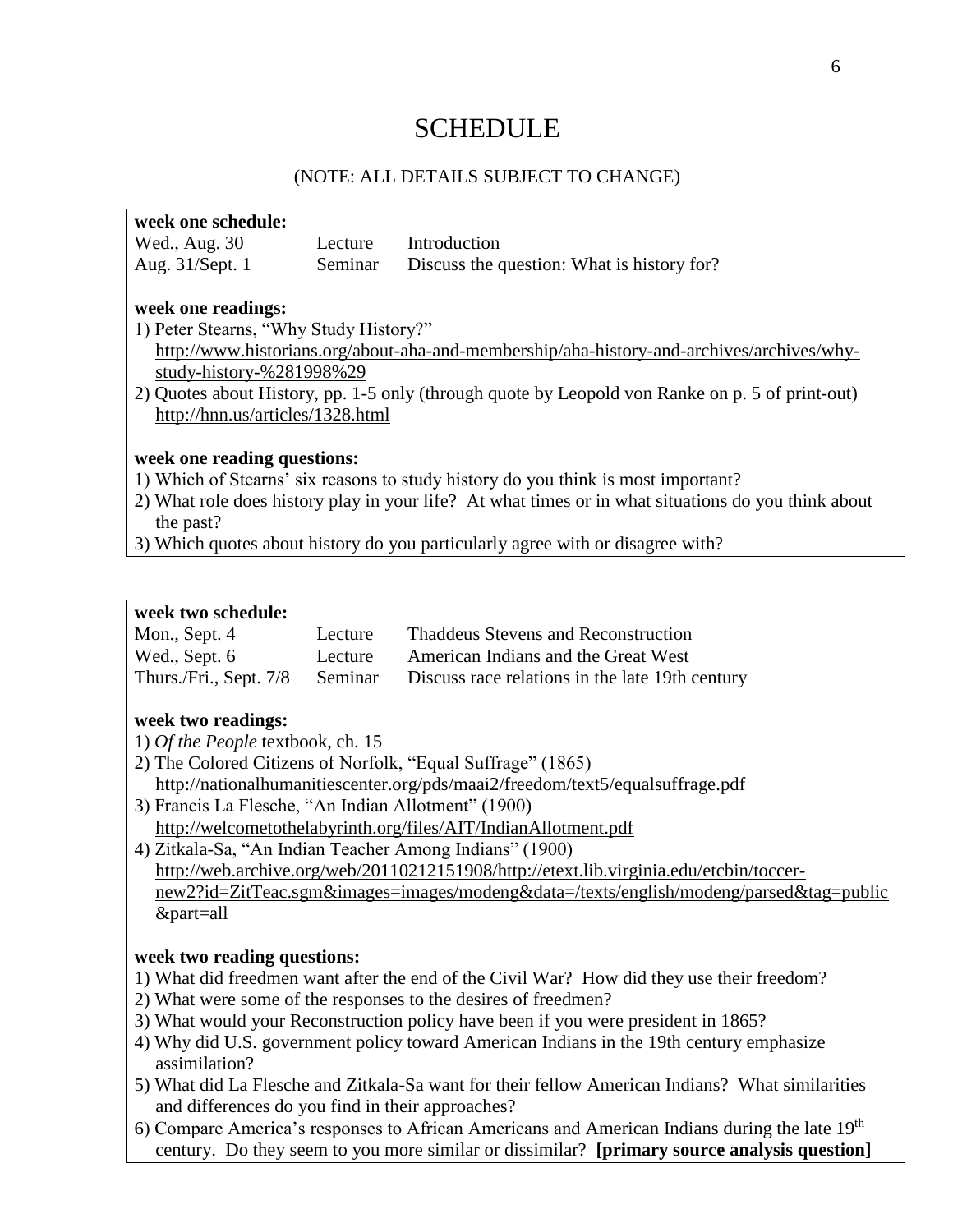# SCHEDULE

(NOTE: ALL DETAILS SUBJECT TO CHANGE)

**week one schedule:**

| | | |
|---|---|---|
| Wed., Aug. 30 | Lecture | Introduction |
| Aug. 31/Sept. 1 | Seminar | Discuss the question: What is history for? |

**week one readings:**

1) Peter Stearns, "Why Study History?" http://www.historians.org/about-aha-and-membership/aha-history-and-archives/archives/why-study-history-%281998%29
2) Quotes about History, pp. 1-5 only (through quote by Leopold von Ranke on p. 5 of print-out) http://hnn.us/articles/1328.html

**week one reading questions:**

1) Which of Stearns' six reasons to study history do you think is most important?
2) What role does history play in your life? At what times or in what situations do you think about the past?
3) Which quotes about history do you particularly agree with or disagree with?

**week two schedule:**

| | | |
|---|---|---|
| Mon., Sept. 4 | Lecture | Thaddeus Stevens and Reconstruction |
| Wed., Sept. 6 | Lecture | American Indians and the Great West |
| Thurs./Fri., Sept. 7/8 | Seminar | Discuss race relations in the late 19th century |

**week two readings:**

1) *Of the People* textbook, ch. 15
2) The Colored Citizens of Norfolk, "Equal Suffrage" (1865) http://nationalhumanitiescenter.org/pds/maai2/freedom/text5/equalsuffrage.pdf
3) Francis La Flesche, "An Indian Allotment" (1900) http://welcometothelabyrinth.org/files/AIT/IndianAllotment.pdf
4) Zitkala-Sa, "An Indian Teacher Among Indians" (1900) http://web.archive.org/web/20110212151908/http://etext.lib.virginia.edu/etcbin/toccer-new2?id=ZitTeac.sgm&images=images/modeng&data=/texts/english/modeng/parsed&tag=public&part=all

**week two reading questions:**

1) What did freedmen want after the end of the Civil War? How did they use their freedom?
2) What were some of the responses to the desires of freedmen?
3) What would your Reconstruction policy have been if you were president in 1865?
4) Why did U.S. government policy toward American Indians in the 19th century emphasize assimilation?
5) What did La Flesche and Zitkala-Sa want for their fellow American Indians? What similarities and differences do you find in their approaches?
6) Compare America's responses to African Americans and American Indians during the late 19th century. Do they seem to you more similar or dissimilar? **[primary source analysis question]**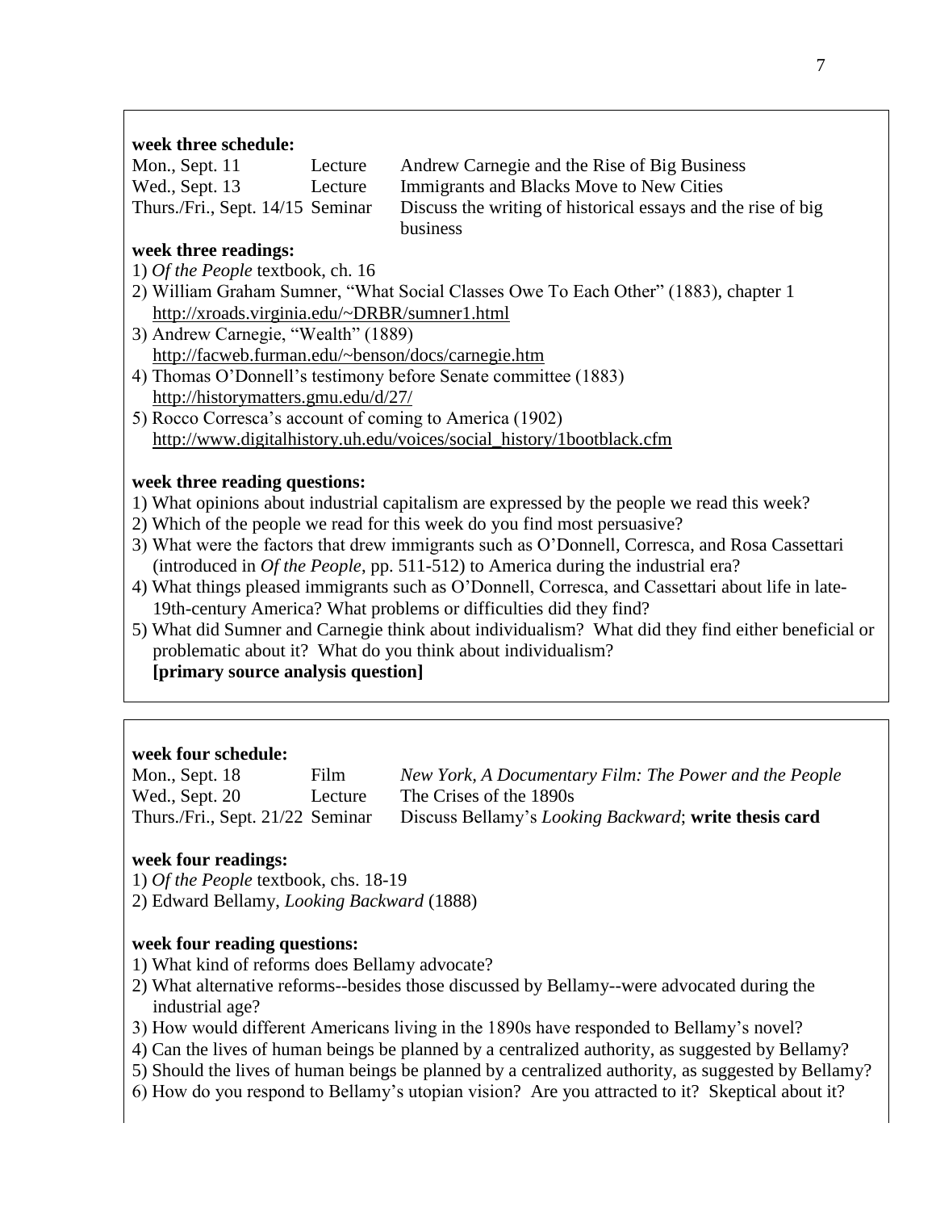**week three schedule:**

| | | |
|---|---|---|
| Mon., Sept. 11 | Lecture | Andrew Carnegie and the Rise of Big Business |
| Wed., Sept. 13 | Lecture | Immigrants and Blacks Move to New Cities |
| Thurs./Fri., Sept. 14/15 | Seminar | Discuss the writing of historical essays and the rise of big business |

**week three readings:**

1) *Of the People* textbook, ch. 16
2) William Graham Sumner, "What Social Classes Owe To Each Other" (1883), chapter 1 http://xroads.virginia.edu/~DRBR/sumner1.html
3) Andrew Carnegie, "Wealth" (1889) http://facweb.furman.edu/~benson/docs/carnegie.htm
4) Thomas O'Donnell's testimony before Senate committee (1883) http://historymatters.gmu.edu/d/27/
5) Rocco Corresca's account of coming to America (1902) http://www.digitalhistory.uh.edu/voices/social_history/1bootblack.cfm

**week three reading questions:**

1) What opinions about industrial capitalism are expressed by the people we read this week?
2) Which of the people we read for this week do you find most persuasive?
3) What were the factors that drew immigrants such as O'Donnell, Corresca, and Rosa Cassettari (introduced in *Of the People*, pp. 511-512) to America during the industrial era?
4) What things pleased immigrants such as O'Donnell, Corresca, and Cassettari about life in late-19th-century America? What problems or difficulties did they find?
5) What did Sumner and Carnegie think about individualism? What did they find either beneficial or problematic about it? What do you think about individualism? **[primary source analysis question]**

**week four schedule:**

| | | |
|---|---|---|
| Mon., Sept. 18 | Film | *New York, A Documentary Film: The Power and the People* |
| Wed., Sept. 20 | Lecture | The Crises of the 1890s |
| Thurs./Fri., Sept. 21/22 | Seminar | Discuss Bellamy's *Looking Backward*; **write thesis card** |

**week four readings:**

1) *Of the People* textbook, chs. 18-19
2) Edward Bellamy, *Looking Backward* (1888)

**week four reading questions:**

1) What kind of reforms does Bellamy advocate?
2) What alternative reforms--besides those discussed by Bellamy--were advocated during the industrial age?
3) How would different Americans living in the 1890s have responded to Bellamy's novel?
4) Can the lives of human beings be planned by a centralized authority, as suggested by Bellamy?
5) Should the lives of human beings be planned by a centralized authority, as suggested by Bellamy?
6) How do you respond to Bellamy's utopian vision? Are you attracted to it? Skeptical about it?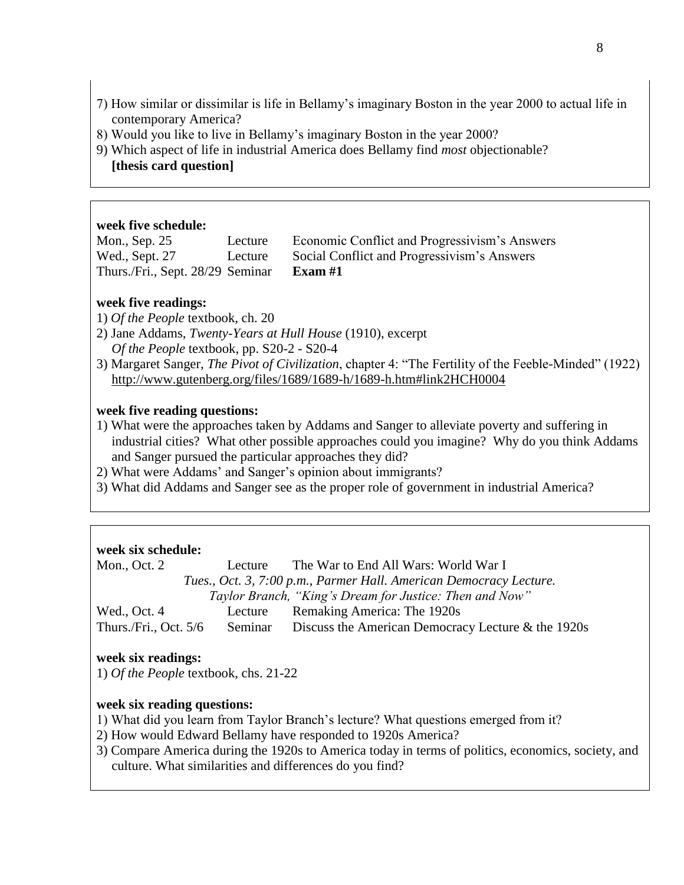7) How similar or dissimilar is life in Bellamy's imaginary Boston in the year 2000 to actual life in contemporary America?
8) Would you like to live in Bellamy's imaginary Boston in the year 2000?
9) Which aspect of life in industrial America does Bellamy find *most* objectionable? **[thesis card question]**

**week five schedule:**

| | | |
|---|---|---|
| Mon., Sep. 25 | Lecture | Economic Conflict and Progressivism's Answers |
| Wed., Sept. 27 | Lecture | Social Conflict and Progressivism's Answers |
| Thurs./Fri., Sept. 28/29 | Seminar | **Exam #1** |

**week five readings:**

1) *Of the People* textbook, ch. 20
2) Jane Addams, *Twenty-Years at Hull House* (1910), excerpt
   *Of the People* textbook, pp. S20-2 - S20-4
3) Margaret Sanger, *The Pivot of Civilization*, chapter 4: "The Fertility of the Feeble-Minded" (1922) http://www.gutenberg.org/files/1689/1689-h/1689-h.htm#link2HCH0004

**week five reading questions:**

1) What were the approaches taken by Addams and Sanger to alleviate poverty and suffering in industrial cities? What other possible approaches could you imagine? Why do you think Addams and Sanger pursued the particular approaches they did?
2) What were Addams' and Sanger's opinion about immigrants?
3) What did Addams and Sanger see as the proper role of government in industrial America?

**week six schedule:**

| | | |
|---|---|---|
| Mon., Oct. 2 | Lecture | The War to End All Wars: World War I |
| *Tues., Oct. 3, 7:00 p.m., Parmer Hall. American Democracy Lecture. Taylor Branch, "King's Dream for Justice: Then and Now"* | | |
| Wed., Oct. 4 | Lecture | Remaking America: The 1920s |
| Thurs./Fri., Oct. 5/6 | Seminar | Discuss the American Democracy Lecture & the 1920s |

**week six readings:**

1) *Of the People* textbook, chs. 21-22

**week six reading questions:**

1) What did you learn from Taylor Branch's lecture? What questions emerged from it?
2) How would Edward Bellamy have responded to 1920s America?
3) Compare America during the 1920s to America today in terms of politics, economics, society, and culture. What similarities and differences do you find?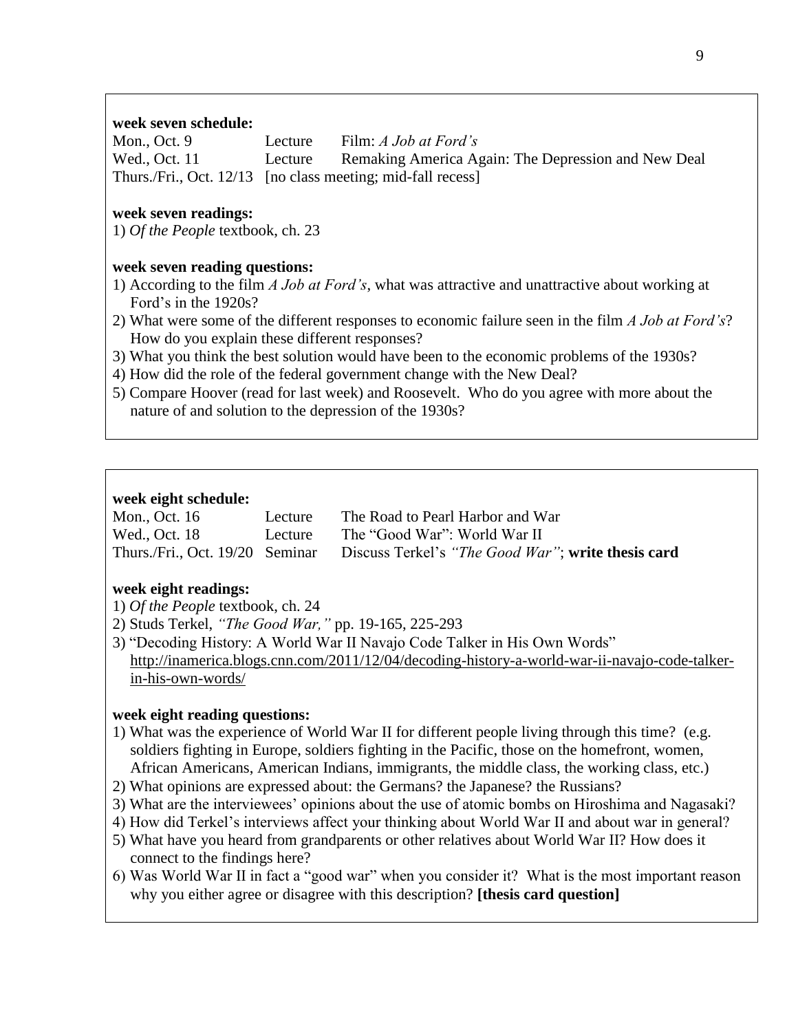**week seven schedule:**

| | | |
|---|---|---|
| Mon., Oct. 9 | Lecture | Film: *A Job at Ford's* |
| Wed., Oct. 11 | Lecture | Remaking America Again: The Depression and New Deal |
| Thurs./Fri., Oct. 12/13 | [no class meeting; mid-fall recess] | |

**week seven readings:**

1) *Of the People* textbook, ch. 23

**week seven reading questions:**

1) According to the film *A Job at Ford's*, what was attractive and unattractive about working at Ford's in the 1920s?
2) What were some of the different responses to economic failure seen in the film *A Job at Ford's*? How do you explain these different responses?
3) What you think the best solution would have been to the economic problems of the 1930s?
4) How did the role of the federal government change with the New Deal?
5) Compare Hoover (read for last week) and Roosevelt. Who do you agree with more about the nature of and solution to the depression of the 1930s?

**week eight schedule:**

| | | |
|---|---|---|
| Mon., Oct. 16 | Lecture | The Road to Pearl Harbor and War |
| Wed., Oct. 18 | Lecture | The "Good War": World War II |
| Thurs./Fri., Oct. 19/20 | Seminar | Discuss Terkel's *"The Good War"*; **write thesis card** |

**week eight readings:**

1) *Of the People* textbook, ch. 24
2) Studs Terkel, *"The Good War,"* pp. 19-165, 225-293
3) "Decoding History: A World War II Navajo Code Talker in His Own Words" http://inamerica.blogs.cnn.com/2011/12/04/decoding-history-a-world-war-ii-navajo-code-talker-in-his-own-words/

**week eight reading questions:**

1) What was the experience of World War II for different people living through this time? (e.g. soldiers fighting in Europe, soldiers fighting in the Pacific, those on the homefront, women, African Americans, American Indians, immigrants, the middle class, the working class, etc.)
2) What opinions are expressed about: the Germans? the Japanese? the Russians?
3) What are the interviewees' opinions about the use of atomic bombs on Hiroshima and Nagasaki?
4) How did Terkel's interviews affect your thinking about World War II and about war in general?
5) What have you heard from grandparents or other relatives about World War II? How does it connect to the findings here?
6) Was World War II in fact a "good war" when you consider it? What is the most important reason why you either agree or disagree with this description? **[thesis card question]**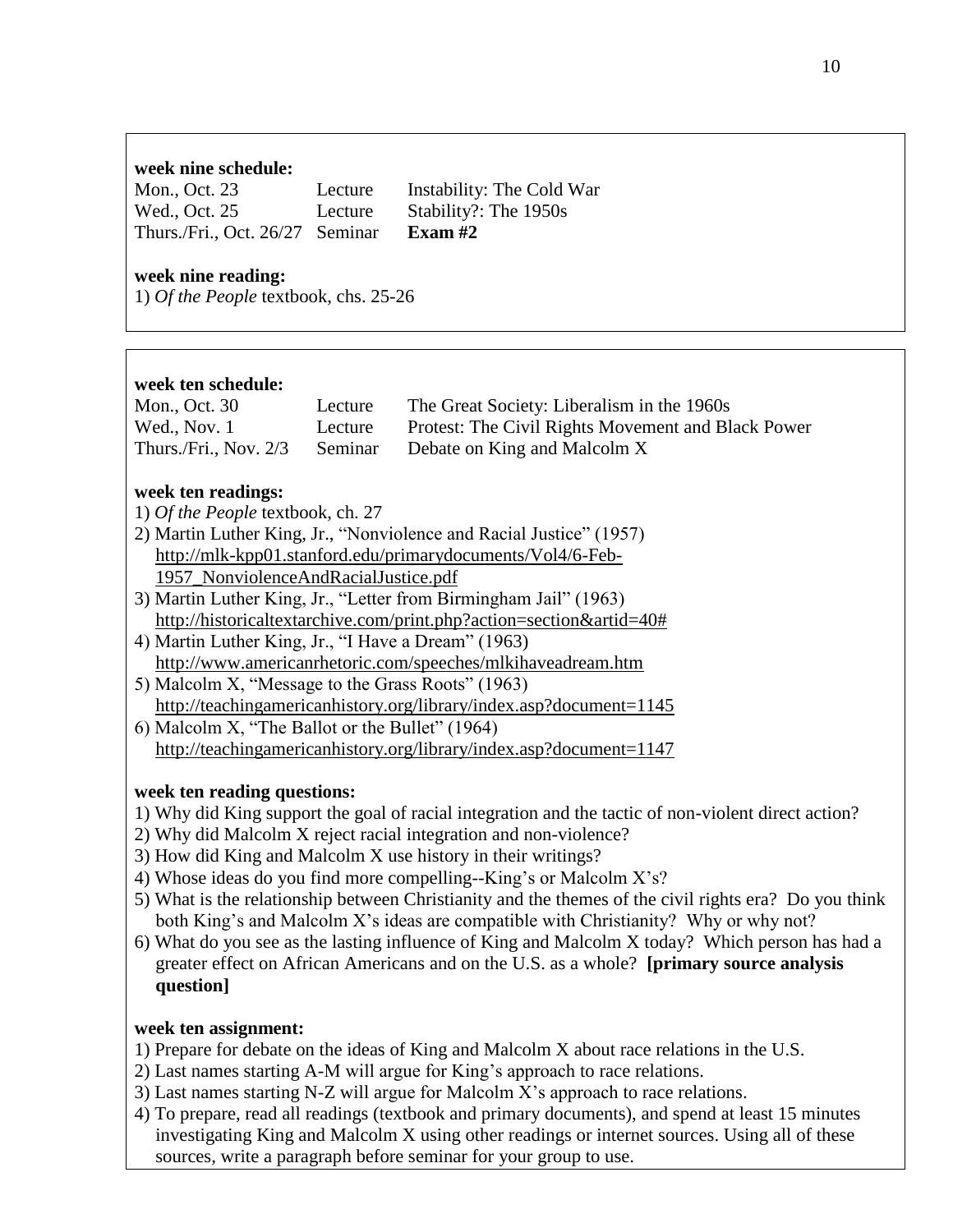**week nine schedule:**

| | | |
|---|---|---|
| Mon., Oct. 23 | Lecture | Instability: The Cold War |
| Wed., Oct. 25 | Lecture | Stability?: The 1950s |
| Thurs./Fri., Oct. 26/27 | Seminar | **Exam #2** |

**week nine reading:**

1) *Of the People* textbook, chs. 25-26

**week ten schedule:**

| | | |
|---|---|---|
| Mon., Oct. 30 | Lecture | The Great Society: Liberalism in the 1960s |
| Wed., Nov. 1 | Lecture | Protest: The Civil Rights Movement and Black Power |
| Thurs./Fri., Nov. 2/3 | Seminar | Debate on King and Malcolm X |

**week ten readings:**

1) *Of the People* textbook, ch. 27
2) Martin Luther King, Jr., "Nonviolence and Racial Justice" (1957) http://mlk-kpp01.stanford.edu/primarydocuments/Vol4/6-Feb-1957_NonviolenceAndRacialJustice.pdf
3) Martin Luther King, Jr., "Letter from Birmingham Jail" (1963) http://historicaltextarchive.com/print.php?action=section&artid=40#
4) Martin Luther King, Jr., "I Have a Dream" (1963) http://www.americanrhetoric.com/speeches/mlkihaveadream.htm
5) Malcolm X, "Message to the Grass Roots" (1963) http://teachingamericanhistory.org/library/index.asp?document=1145
6) Malcolm X, "The Ballot or the Bullet" (1964) http://teachingamericanhistory.org/library/index.asp?document=1147

**week ten reading questions:**

1) Why did King support the goal of racial integration and the tactic of non-violent direct action?
2) Why did Malcolm X reject racial integration and non-violence?
3) How did King and Malcolm X use history in their writings?
4) Whose ideas do you find more compelling--King's or Malcolm X's?
5) What is the relationship between Christianity and the themes of the civil rights era? Do you think both King's and Malcolm X's ideas are compatible with Christianity? Why or why not?
6) What do you see as the lasting influence of King and Malcolm X today? Which person has had a greater effect on African Americans and on the U.S. as a whole? **[primary source analysis question]**

**week ten assignment:**

1) Prepare for debate on the ideas of King and Malcolm X about race relations in the U.S.
2) Last names starting A-M will argue for King's approach to race relations.
3) Last names starting N-Z will argue for Malcolm X's approach to race relations.
4) To prepare, read all readings (textbook and primary documents), and spend at least 15 minutes investigating King and Malcolm X using other readings or internet sources. Using all of these sources, write a paragraph before seminar for your group to use.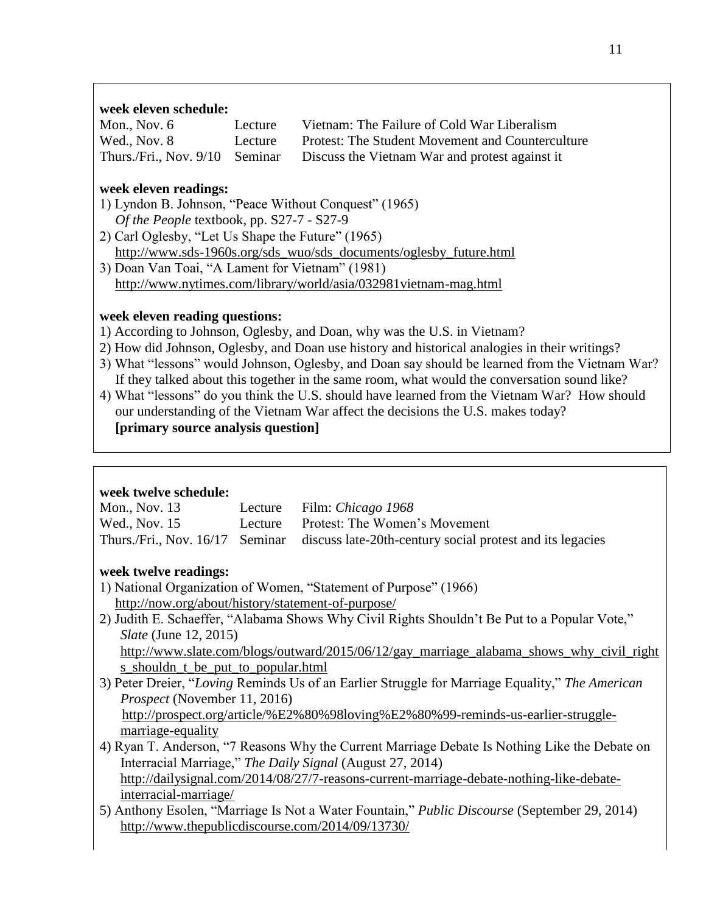**week eleven schedule:**

| | | |
|---|---|---|
| Mon., Nov. 6 | Lecture | Vietnam: The Failure of Cold War Liberalism |
| Wed., Nov. 8 | Lecture | Protest: The Student Movement and Counterculture |
| Thurs./Fri., Nov. 9/10 | Seminar | Discuss the Vietnam War and protest against it |

**week eleven readings:**

1) Lyndon B. Johnson, "Peace Without Conquest" (1965)
   *Of the People* textbook, pp. S27-7 - S27-9
2) Carl Oglesby, "Let Us Shape the Future" (1965)
   http://www.sds-1960s.org/sds_wuo/sds_documents/oglesby_future.html
3) Doan Van Toai, "A Lament for Vietnam" (1981)
   http://www.nytimes.com/library/world/asia/032981vietnam-mag.html

**week eleven reading questions:**

1) According to Johnson, Oglesby, and Doan, why was the U.S. in Vietnam?
2) How did Johnson, Oglesby, and Doan use history and historical analogies in their writings?
3) What "lessons" would Johnson, Oglesby, and Doan say should be learned from the Vietnam War? If they talked about this together in the same room, what would the conversation sound like?
4) What "lessons" do you think the U.S. should have learned from the Vietnam War? How should our understanding of the Vietnam War affect the decisions the U.S. makes today? **[primary source analysis question]**

**week twelve schedule:**

| | | |
|---|---|---|
| Mon., Nov. 13 | Lecture | Film: *Chicago 1968* |
| Wed., Nov. 15 | Lecture | Protest: The Women's Movement |
| Thurs./Fri., Nov. 16/17 | Seminar | discuss late-20th-century social protest and its legacies |

**week twelve readings:**

1) National Organization of Women, "Statement of Purpose" (1966)
   http://now.org/about/history/statement-of-purpose/
2) Judith E. Schaeffer, "Alabama Shows Why Civil Rights Shouldn't Be Put to a Popular Vote," *Slate* (June 12, 2015)
   http://www.slate.com/blogs/outward/2015/06/12/gay_marriage_alabama_shows_why_civil_rights_shouldn_t_be_put_to_popular.html
3) Peter Dreier, "*Loving* Reminds Us of an Earlier Struggle for Marriage Equality," *The American Prospect* (November 11, 2016)
   http://prospect.org/article/%E2%80%98loving%E2%80%99-reminds-us-earlier-struggle-marriage-equality
4) Ryan T. Anderson, "7 Reasons Why the Current Marriage Debate Is Nothing Like the Debate on Interracial Marriage," *The Daily Signal* (August 27, 2014)
   http://dailysignal.com/2014/08/27/7-reasons-current-marriage-debate-nothing-like-debate-interracial-marriage/
5) Anthony Esolen, "Marriage Is Not a Water Fountain," *Public Discourse* (September 29, 2014)
   http://www.thepublicdiscourse.com/2014/09/13730/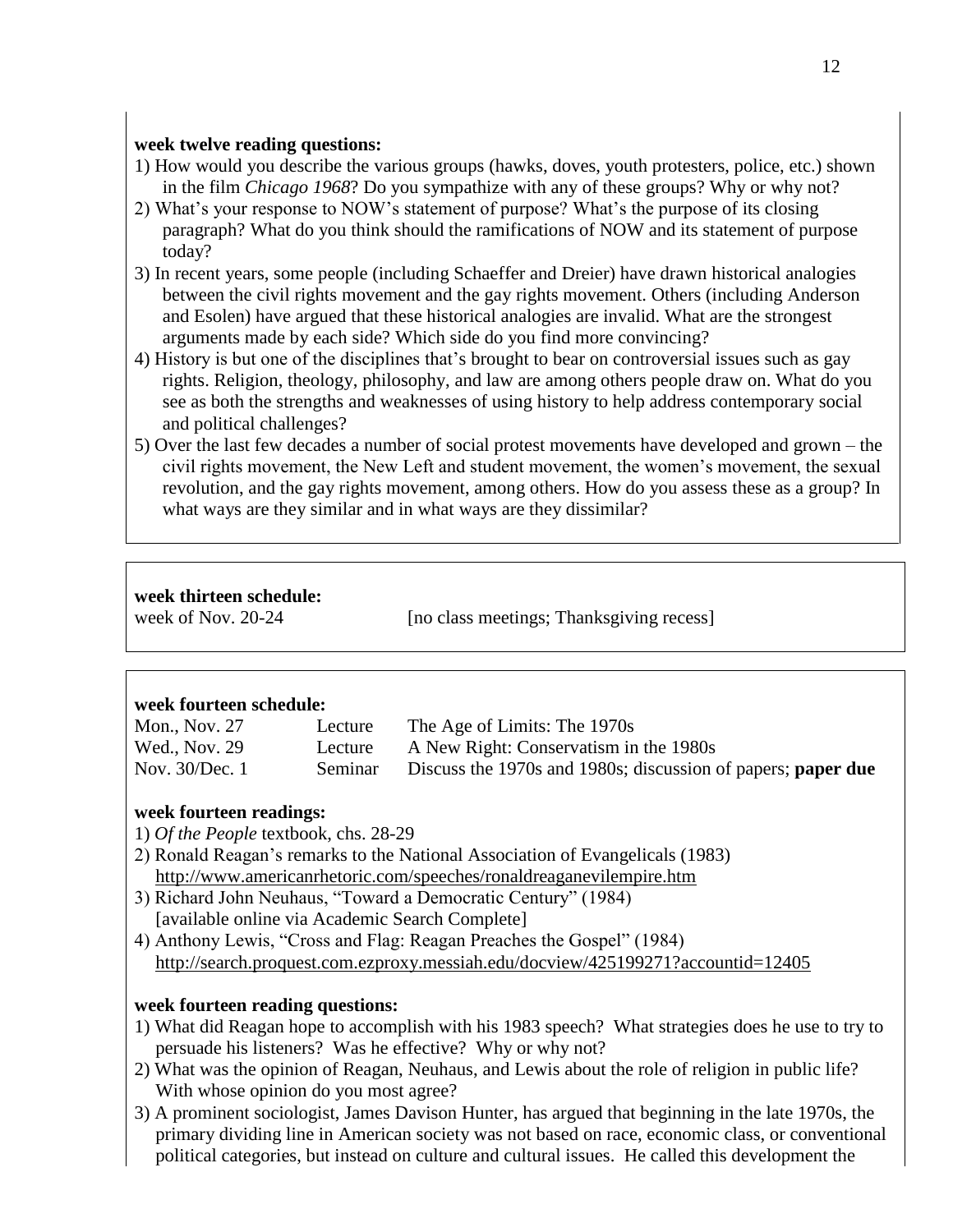**week twelve reading questions:**

1) How would you describe the various groups (hawks, doves, youth protesters, police, etc.) shown in the film *Chicago 1968*? Do you sympathize with any of these groups? Why or why not?
2) What's your response to NOW's statement of purpose? What's the purpose of its closing paragraph? What do you think should the ramifications of NOW and its statement of purpose today?
3) In recent years, some people (including Schaeffer and Dreier) have drawn historical analogies between the civil rights movement and the gay rights movement. Others (including Anderson and Esolen) have argued that these historical analogies are invalid. What are the strongest arguments made by each side? Which side do you find more convincing?
4) History is but one of the disciplines that's brought to bear on controversial issues such as gay rights. Religion, theology, philosophy, and law are among others people draw on. What do you see as both the strengths and weaknesses of using history to help address contemporary social and political challenges?
5) Over the last few decades a number of social protest movements have developed and grown – the civil rights movement, the New Left and student movement, the women's movement, the sexual revolution, and the gay rights movement, among others. How do you assess these as a group? In what ways are they similar and in what ways are they dissimilar?

**week thirteen schedule:**

| | |
|---|---|
| week of Nov. 20-24 | [no class meetings; Thanksgiving recess] |

**week fourteen schedule:**

| | | |
|---|---|---|
| Mon., Nov. 27 | Lecture | The Age of Limits: The 1970s |
| Wed., Nov. 29 | Lecture | A New Right: Conservatism in the 1980s |
| Nov. 30/Dec. 1 | Seminar | Discuss the 1970s and 1980s; discussion of papers; **paper due** |

**week fourteen readings:**

1) *Of the People* textbook, chs. 28-29
2) Ronald Reagan's remarks to the National Association of Evangelicals (1983)
   http://www.americanrhetoric.com/speeches/ronaldreaganevilempire.htm
3) Richard John Neuhaus, "Toward a Democratic Century" (1984)
   [available online via Academic Search Complete]
4) Anthony Lewis, "Cross and Flag: Reagan Preaches the Gospel" (1984)
   http://search.proquest.com.ezproxy.messiah.edu/docview/425199271?accountid=12405

**week fourteen reading questions:**

1) What did Reagan hope to accomplish with his 1983 speech? What strategies does he use to try to persuade his listeners? Was he effective? Why or why not?
2) What was the opinion of Reagan, Neuhaus, and Lewis about the role of religion in public life? With whose opinion do you most agree?
3) A prominent sociologist, James Davison Hunter, has argued that beginning in the late 1970s, the primary dividing line in American society was not based on race, economic class, or conventional political categories, but instead on culture and cultural issues. He called this development the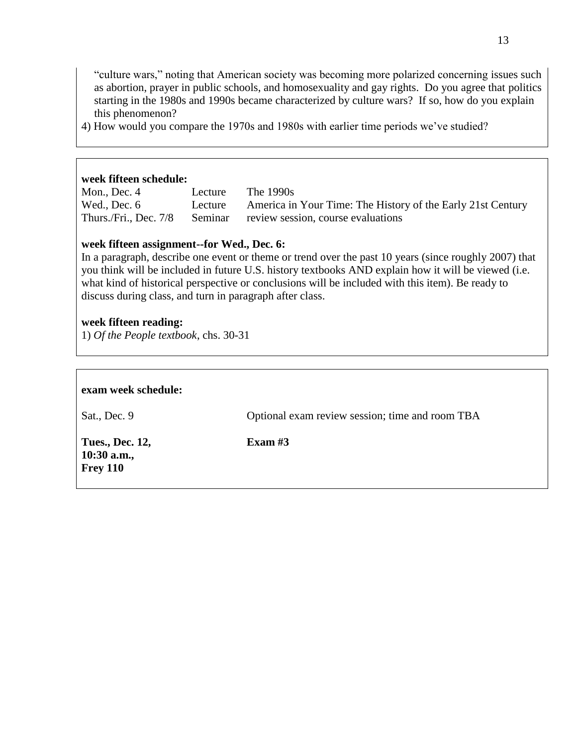"culture wars," noting that American society was becoming more polarized concerning issues such as abortion, prayer in public schools, and homosexuality and gay rights. Do you agree that politics starting in the 1980s and 1990s became characterized by culture wars? If so, how do you explain this phenomenon?

4) How would you compare the 1970s and 1980s with earlier time periods we've studied?

**week fifteen schedule:**

| | | |
|---|---|---|
| Mon., Dec. 4 | Lecture | The 1990s |
| Wed., Dec. 6 | Lecture | America in Your Time: The History of the Early 21st Century |
| Thurs./Fri., Dec. 7/8 | Seminar | review session, course evaluations |

**week fifteen assignment--for Wed., Dec. 6:**

In a paragraph, describe one event or theme or trend over the past 10 years (since roughly 2007) that you think will be included in future U.S. history textbooks AND explain how it will be viewed (i.e. what kind of historical perspective or conclusions will be included with this item). Be ready to discuss during class, and turn in paragraph after class.

**week fifteen reading:**

1) *Of the People textbook*, chs. 30-31

**exam week schedule:**

| | |
|---|---|
| Sat., Dec. 9 | Optional exam review session; time and room TBA |
| **Tues., Dec. 12, 10:30 a.m., Frey 110** | **Exam #3** |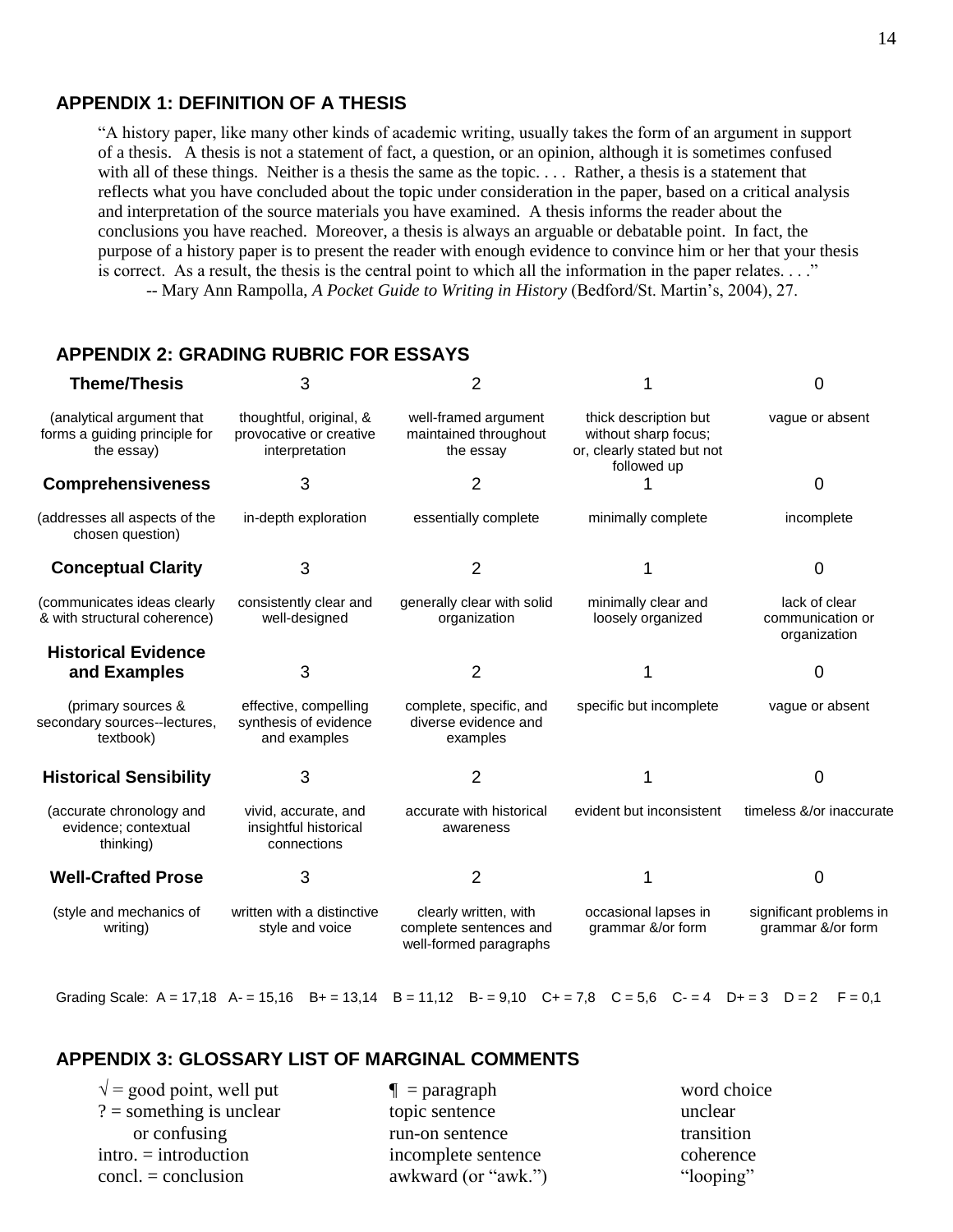## APPENDIX 1: DEFINITION OF A THESIS

"A history paper, like many other kinds of academic writing, usually takes the form of an argument in support of a thesis. A thesis is not a statement of fact, a question, or an opinion, although it is sometimes confused with all of these things. Neither is a thesis the same as the topic. . . . Rather, a thesis is a statement that reflects what you have concluded about the topic under consideration in the paper, based on a critical analysis and interpretation of the source materials you have examined. A thesis informs the reader about the conclusions you have reached. Moreover, a thesis is always an arguable or debatable point. In fact, the purpose of a history paper is to present the reader with enough evidence to convince him or her that your thesis is correct. As a result, the thesis is the central point to which all the information in the paper relates. . . ."

-- Mary Ann Rampolla, *A Pocket Guide to Writing in History* (Bedford/St. Martin's, 2004), 27.

## APPENDIX 2: GRADING RUBRIC FOR ESSAYS

| | 3 | 2 | 1 | 0 |
|---|---|---|---|---|
| **Theme/Thesis** (analytical argument that forms a guiding principle for the essay) | thoughtful, original, & provocative or creative interpretation | well-framed argument maintained throughout the essay | thick description but without sharp focus; or, clearly stated but not followed up | vague or absent |
| **Comprehensiveness** (addresses all aspects of the chosen question) | in-depth exploration | essentially complete | minimally complete | incomplete |
| **Conceptual Clarity** (communicates ideas clearly & with structural coherence) | consistently clear and well-designed | generally clear with solid organization | minimally clear and loosely organized | lack of clear communication or organization |
| **Historical Evidence and Examples** (primary sources & secondary sources--lectures, textbook) | effective, compelling synthesis of evidence and examples | complete, specific, and diverse evidence and examples | specific but incomplete | vague or absent |
| **Historical Sensibility** (accurate chronology and evidence; contextual thinking) | vivid, accurate, and insightful historical connections | accurate with historical awareness | evident but inconsistent | timeless &/or inaccurate |
| **Well-Crafted Prose** (style and mechanics of writing) | written with a distinctive style and voice | clearly written, with complete sentences and well-formed paragraphs | occasional lapses in grammar &/or form | significant problems in grammar &/or form |

Grading Scale: A = 17,18 A- = 15,16 B+ = 13,14 B = 11,12 B- = 9,10 C+ = 7,8 C = 5,6 C- = 4 D+ = 3 D = 2 F = 0,1

## APPENDIX 3: GLOSSARY LIST OF MARGINAL COMMENTS

√ = good point, well put
? = something is unclear or confusing
intro. = introduction
concl. = conclusion

¶ = paragraph
topic sentence
run-on sentence
incomplete sentence
awkward (or "awk.")

word choice
unclear
transition
coherence
"looping"